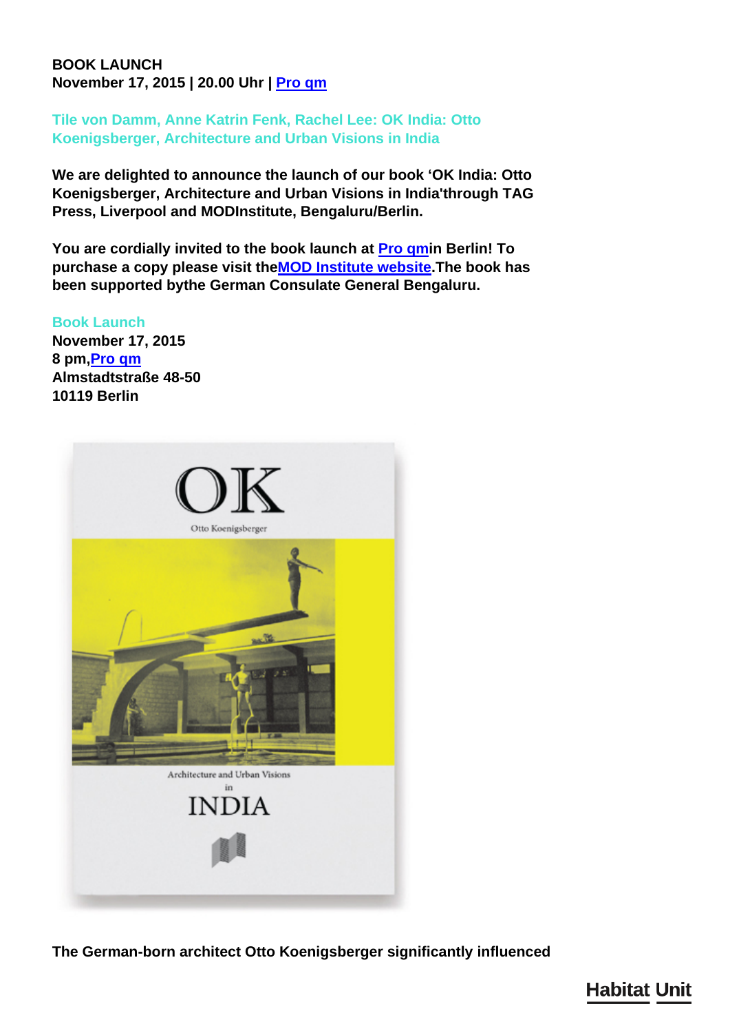**BOOK LAUNCH**
**November 17, 2015 | 20.00 Uhr | Pro qm**

## Tile von Damm, Anne Katrin Fenk, Rachel Lee: OK India: Otto Koenigsberger, Architecture and Urban Visions in India

**We are delighted to announce the launch of our book 'OK India: Otto Koenigsberger, Architecture and Urban Visions in India'through TAG Press, Liverpool and MODInstitute, Bengaluru/Berlin.**

**You are cordially invited to the book launch at Pro qmin Berlin! To purchase a copy please visit theMOD Institute website.The book has been supported bythe German Consulate General Bengaluru.**

### Book Launch

**November 17, 2015**
**8 pm,Pro qm**
**Almstadtstraße 48-50**
**10119 Berlin**

**The German-born architect Otto Koenigsberger significantly influenced**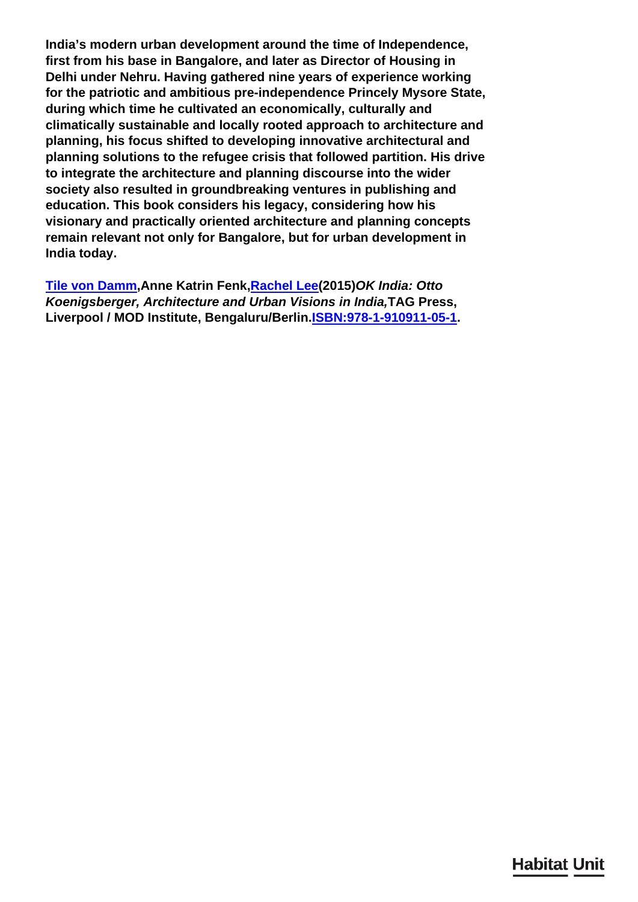**India's modern urban development around the time of Independence, first from his base in Bangalore, and later as Director of Housing in Delhi under Nehru. Having gathered nine years of experience working for the patriotic and ambitious pre-independence Princely Mysore State, during which time he cultivated an economically, culturally and climatically sustainable and locally rooted approach to architecture and planning, his focus shifted to developing innovative architectural and planning solutions to the refugee crisis that followed partition. His drive to integrate the architecture and planning discourse into the wider society also resulted in groundbreaking ventures in publishing and education. This book considers his legacy, considering how his visionary and practically oriented architecture and planning concepts remain relevant not only for Bangalore, but for urban development in India today.**

**Tile von Damm, Anne Katrin Fenk, Rachel Lee (2015) *OK India: Otto Koenigsberger, Architecture and Urban Visions in India,* TAG Press, Liverpool / MOD Institute, Bengaluru/Berlin. ISBN:978-1-910911-05-1.**